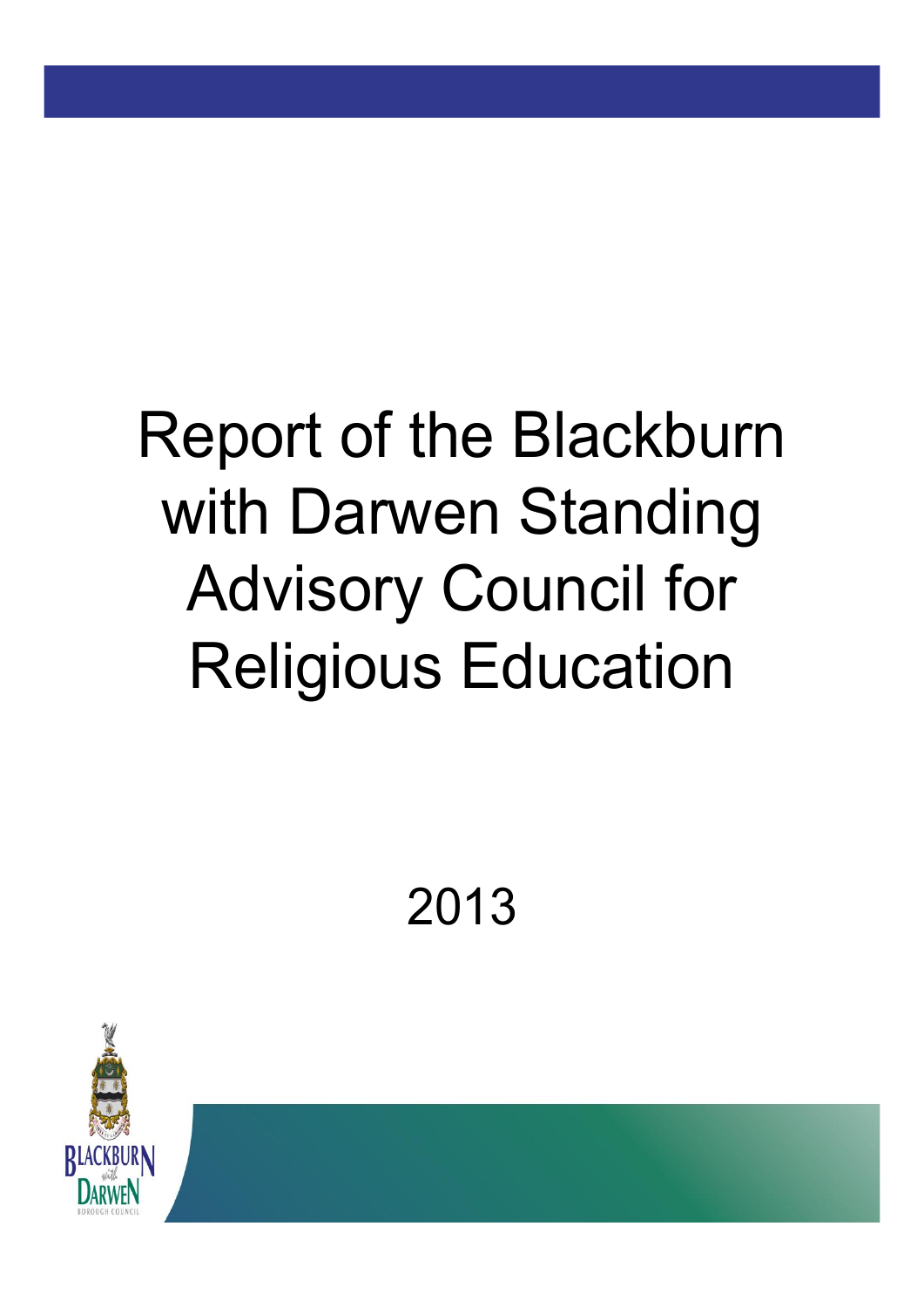# Report of the Blackburn with Darwen Standing Advisory Council for Religious Education

2013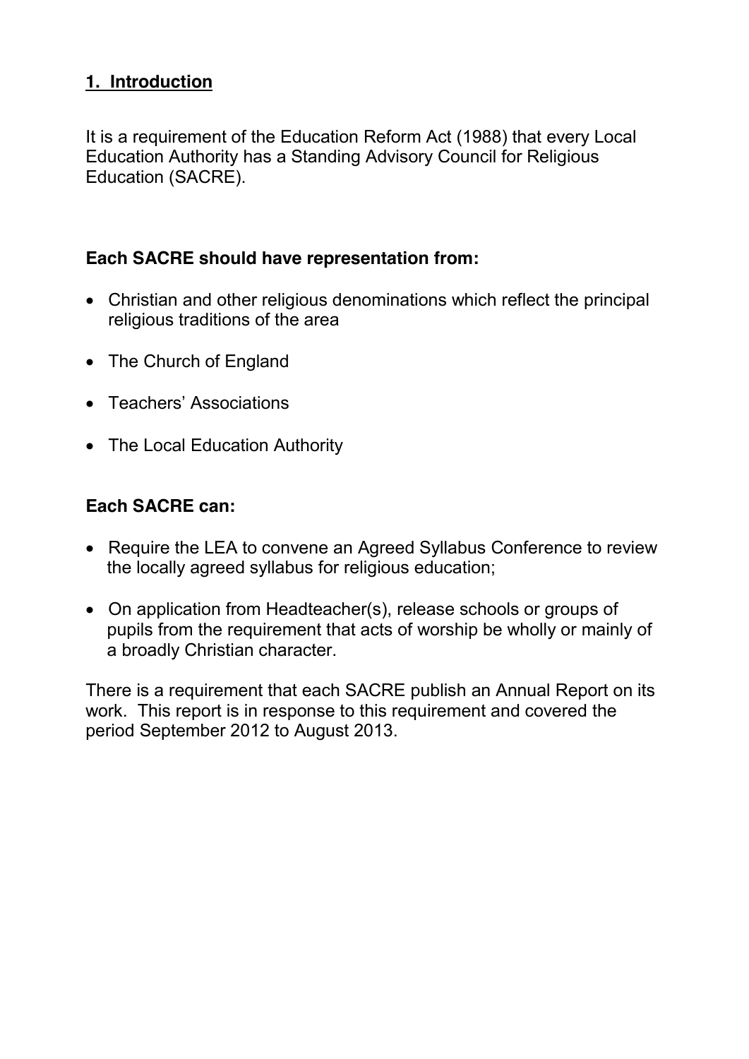## 1. Introduction

It is a requirement of the Education Reform Act (1988) that every Local Education Authority has a Standing Advisory Council for Religious Education (SACRE).

### Each SACRE should have representation from:

- Christian and other religious denominations which reflect the principal religious traditions of the area
- The Church of England
- Teachers' Associations
- The Local Education Authority

### Each SACRE can:

- Require the LEA to convene an Agreed Syllabus Conference to review the locally agreed syllabus for religious education;
- On application from Headteacher(s), release schools or groups of pupils from the requirement that acts of worship be wholly or mainly of a broadly Christian character.

There is a requirement that each SACRE publish an Annual Report on its work. This report is in response to this requirement and covered the period September 2012 to August 2013.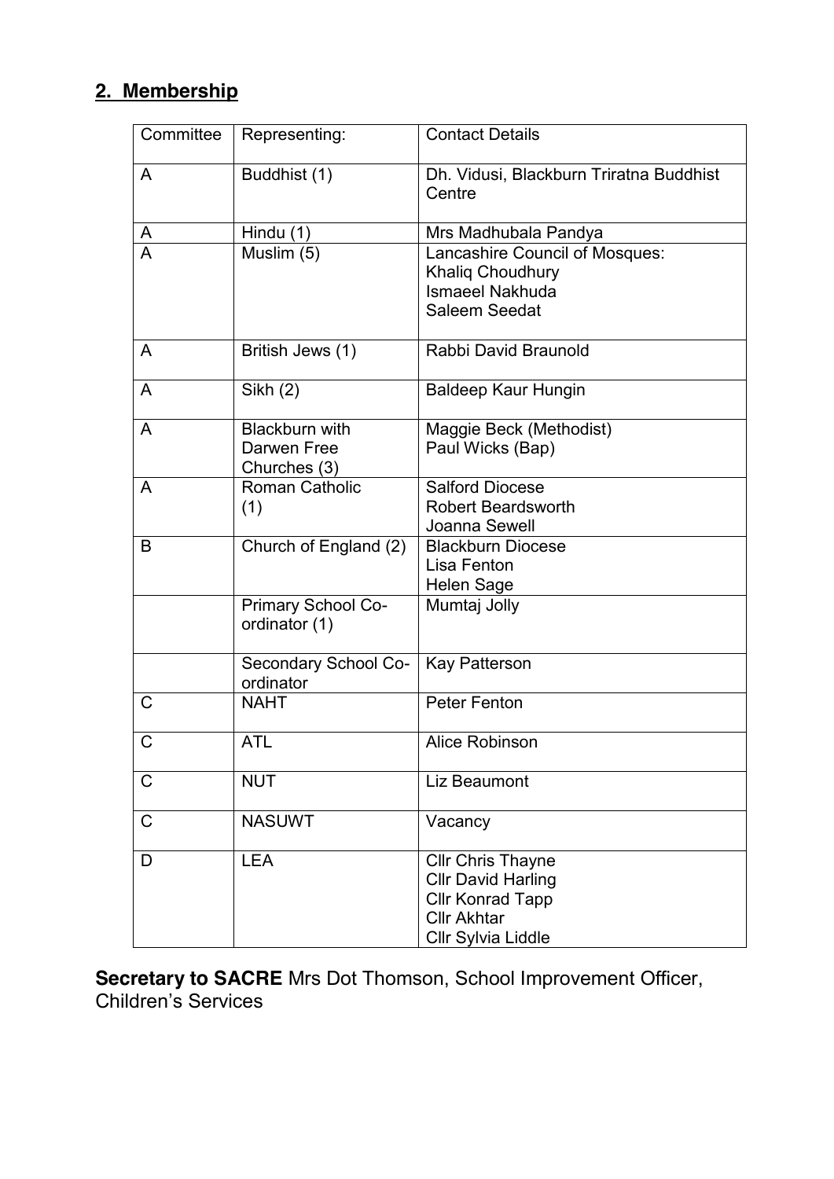## 2. Membership

| Committee | Representing: | Contact Details |
|---|---|---|
| A | Buddhist (1) | Dh. Vidusi, Blackburn Triratna Buddhist Centre |
| A | Hindu (1) | Mrs Madhubala Pandya |
| A | Muslim (5) | Lancashire Council of Mosques:<br>Khaliq Choudhury<br>Ismaeel Nakhuda<br>Saleem Seedat |
| A | British Jews (1) | Rabbi David Braunold |
| A | Sikh (2) | Baldeep Kaur Hungin |
| A | Blackburn with Darwen Free Churches (3) | Maggie Beck (Methodist)<br>Paul Wicks (Bap) |
| A | Roman Catholic (1) | Salford Diocese<br>Robert Beardsworth<br>Joanna Sewell |
| B | Church of England (2) | Blackburn Diocese<br>Lisa Fenton<br>Helen Sage |
| | Primary School Co-ordinator (1) | Mumtaj Jolly |
| | Secondary School Co-ordinator | Kay Patterson |
| C | NAHT | Peter Fenton |
| C | ATL | Alice Robinson |
| C | NUT | Liz Beaumont |
| C | NASUWT | Vacancy |
| D | LEA | Cllr Chris Thayne<br>Cllr David Harling<br>Cllr Konrad Tapp<br>Cllr Akhtar<br>Cllr Sylvia Liddle |

**Secretary to SACRE** Mrs Dot Thomson, School Improvement Officer, Children's Services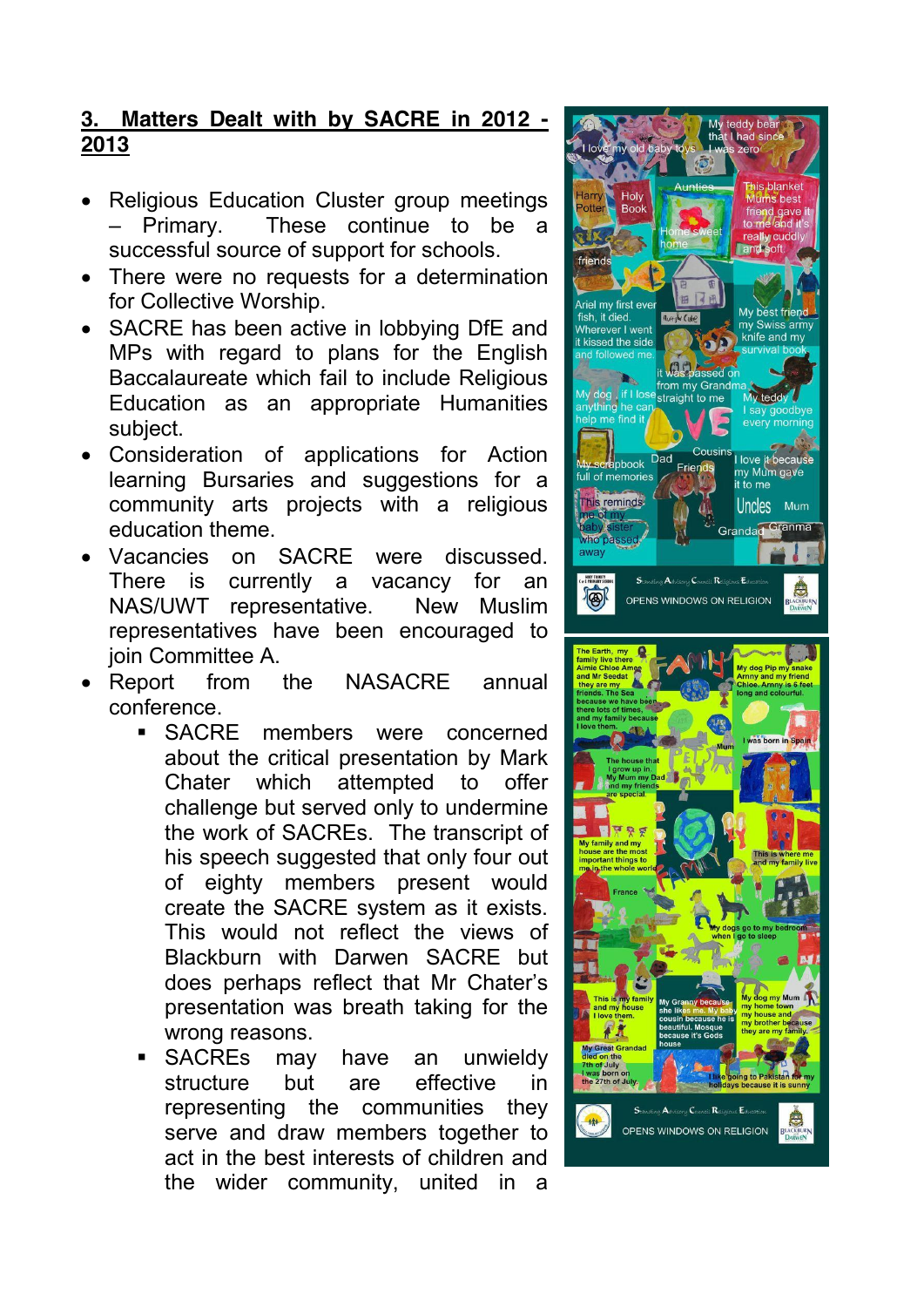## 3. Matters Dealt with by SACRE in 2012 - 2013

- Religious Education Cluster group meetings – Primary. These continue to be a successful source of support for schools.
- There were no requests for a determination for Collective Worship.
- SACRE has been active in lobbying DfE and MPs with regard to plans for the English Baccalaureate which fail to include Religious Education as an appropriate Humanities subject.
- Consideration of applications for Action learning Bursaries and suggestions for a community arts projects with a religious education theme.
- Vacancies on SACRE were discussed. There is currently a vacancy for an NAS/UWT representative. New Muslim representatives have been encouraged to join Committee A.
- Report from the NASACRE annual conference.
  - SACRE members were concerned about the critical presentation by Mark Chater which attempted to offer challenge but served only to undermine the work of SACREs. The transcript of his speech suggested that only four out of eighty members present would create the SACRE system as it exists. This would not reflect the views of Blackburn with Darwen SACRE but does perhaps reflect that Mr Chater's presentation was breath taking for the wrong reasons.
  - SACREs may have an unwieldy structure but are effective in representing the communities they serve and draw members together to act in the best interests of children and the wider community, united in a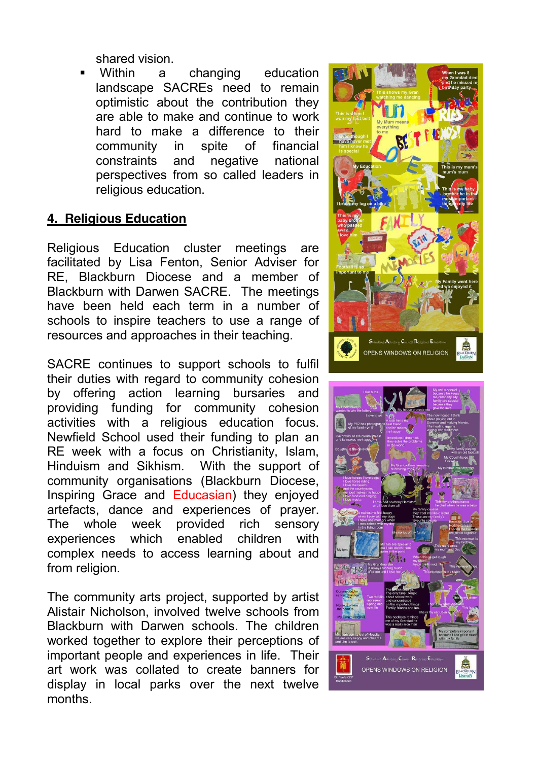shared vision.

- Within a changing education landscape SACREs need to remain optimistic about the contribution they are able to make and continue to work hard to make a difference to their community in spite of financial constraints and negative national perspectives from so called leaders in religious education.

## 4. Religious Education

Religious Education cluster meetings are facilitated by Lisa Fenton, Senior Adviser for RE, Blackburn Diocese and a member of Blackburn with Darwen SACRE. The meetings have been held each term in a number of schools to inspire teachers to use a range of resources and approaches in their teaching.

SACRE continues to support schools to fulfil their duties with regard to community cohesion by offering action learning bursaries and providing funding for community cohesion activities with a religious education focus. Newfield School used their funding to plan an RE week with a focus on Christianity, Islam, Hinduism and Sikhism. With the support of community organisations (Blackburn Diocese, Inspiring Grace and Educasian) they enjoyed artefacts, dance and experiences of prayer. The whole week provided rich sensory experiences which enabled children with complex needs to access learning about and from religion.

The community arts project, supported by artist Alistair Nicholson, involved twelve schools from Blackburn with Darwen schools. The children worked together to explore their perceptions of important people and experiences in life. Their art work was collated to create banners for display in local parks over the next twelve months.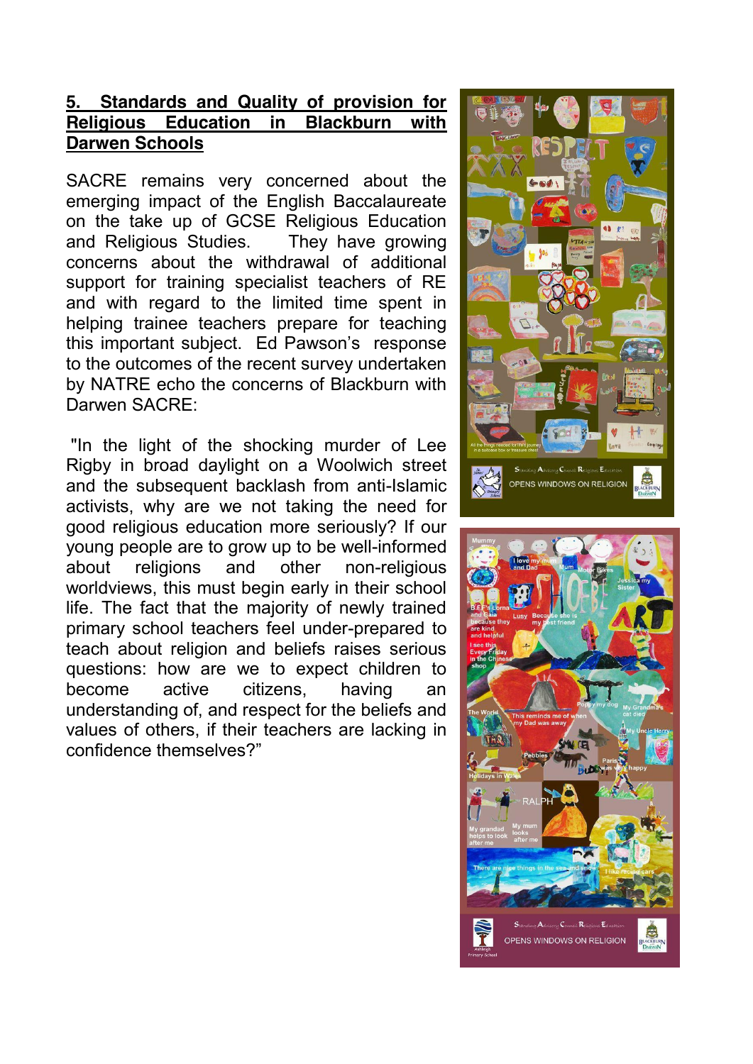## 5. Standards and Quality of provision for Religious Education in Blackburn with Darwen Schools

SACRE remains very concerned about the emerging impact of the English Baccalaureate on the take up of GCSE Religious Education and Religious Studies. They have growing concerns about the withdrawal of additional support for training specialist teachers of RE and with regard to the limited time spent in helping trainee teachers prepare for teaching this important subject. Ed Pawson's response to the outcomes of the recent survey undertaken by NATRE echo the concerns of Blackburn with Darwen SACRE:

"In the light of the shocking murder of Lee Rigby in broad daylight on a Woolwich street and the subsequent backlash from anti-Islamic activists, why are we not taking the need for good religious education more seriously? If our young people are to grow up to be well-informed about religions and other non-religious worldviews, this must begin early in their school life. The fact that the majority of newly trained primary school teachers feel under-prepared to teach about religion and beliefs raises serious questions: how are we to expect children to become active citizens, having an understanding of, and respect for the beliefs and values of others, if their teachers are lacking in confidence themselves?"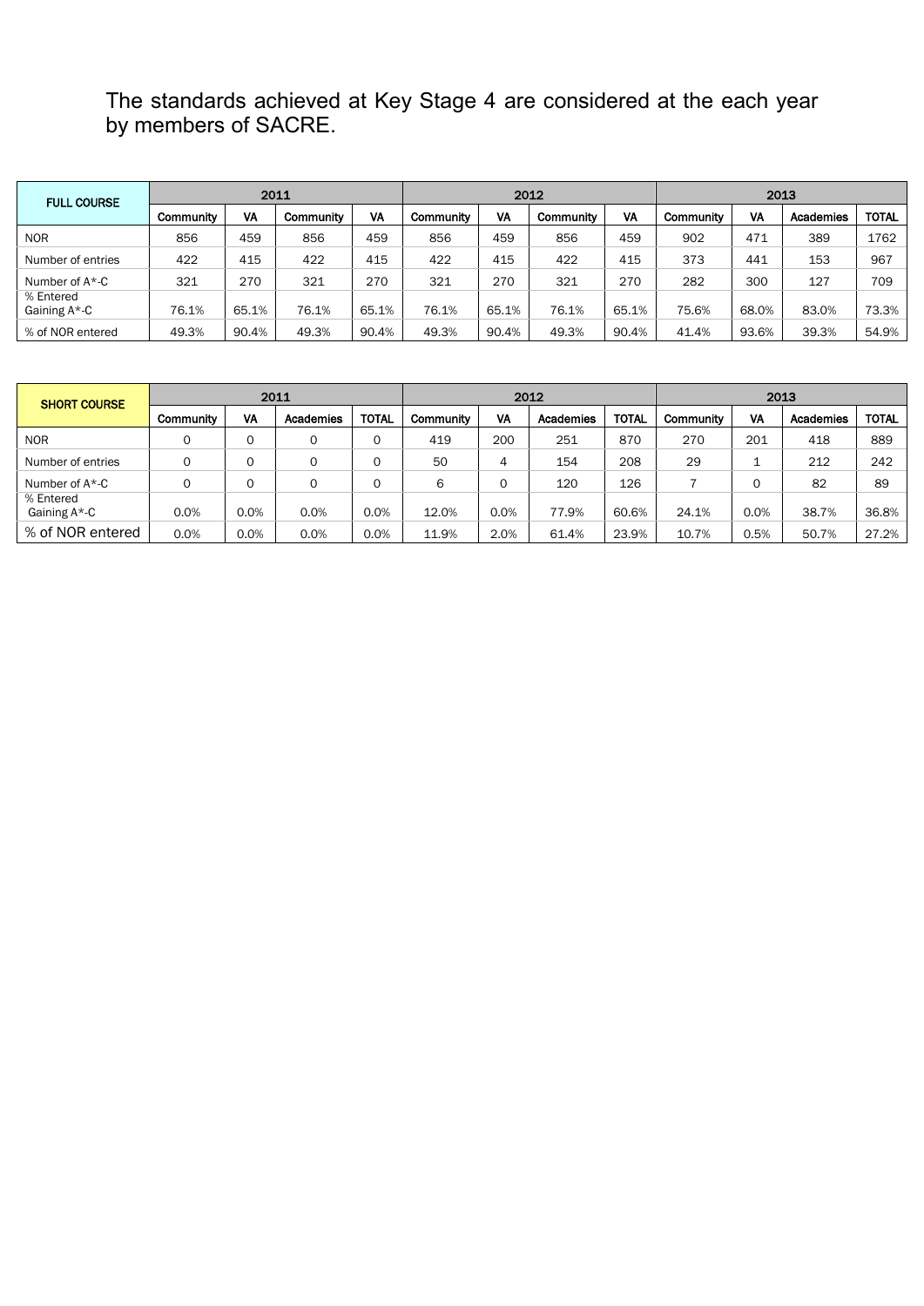The standards achieved at Key Stage 4 are considered at the each year by members of SACRE.

| FULL COURSE | 2011 | | | | 2012 | | | | 2013 | | | |
|---|---|---|---|---|---|---|---|---|---|---|---|---|
| | Community | VA | Community | VA | Community | VA | Community | VA | Community | VA | Academies | TOTAL |
| NOR | 856 | 459 | 856 | 459 | 856 | 459 | 856 | 459 | 902 | 471 | 389 | 1762 |
| Number of entries | 422 | 415 | 422 | 415 | 422 | 415 | 422 | 415 | 373 | 441 | 153 | 967 |
| Number of A*-C | 321 | 270 | 321 | 270 | 321 | 270 | 321 | 270 | 282 | 300 | 127 | 709 |
| % Entered Gaining A*-C | 76.1% | 65.1% | 76.1% | 65.1% | 76.1% | 65.1% | 76.1% | 65.1% | 75.6% | 68.0% | 83.0% | 73.3% |
| % of NOR entered | 49.3% | 90.4% | 49.3% | 90.4% | 49.3% | 90.4% | 49.3% | 90.4% | 41.4% | 93.6% | 39.3% | 54.9% |

| SHORT COURSE | 2011 | | | | 2012 | | | | 2013 | | | |
|---|---|---|---|---|---|---|---|---|---|---|---|---|
| | Community | VA | Academies | TOTAL | Community | VA | Academies | TOTAL | Community | VA | Academies | TOTAL |
| NOR | 0 | 0 | 0 | 0 | 419 | 200 | 251 | 870 | 270 | 201 | 418 | 889 |
| Number of entries | 0 | 0 | 0 | 0 | 50 | 4 | 154 | 208 | 29 | 1 | 212 | 242 |
| Number of A*-C | 0 | 0 | 0 | 0 | 6 | 0 | 120 | 126 | 7 | 0 | 82 | 89 |
| % Entered Gaining A*-C | 0.0% | 0.0% | 0.0% | 0.0% | 12.0% | 0.0% | 77.9% | 60.6% | 24.1% | 0.0% | 38.7% | 36.8% |
| % of NOR entered | 0.0% | 0.0% | 0.0% | 0.0% | 11.9% | 2.0% | 61.4% | 23.9% | 10.7% | 0.5% | 50.7% | 27.2% |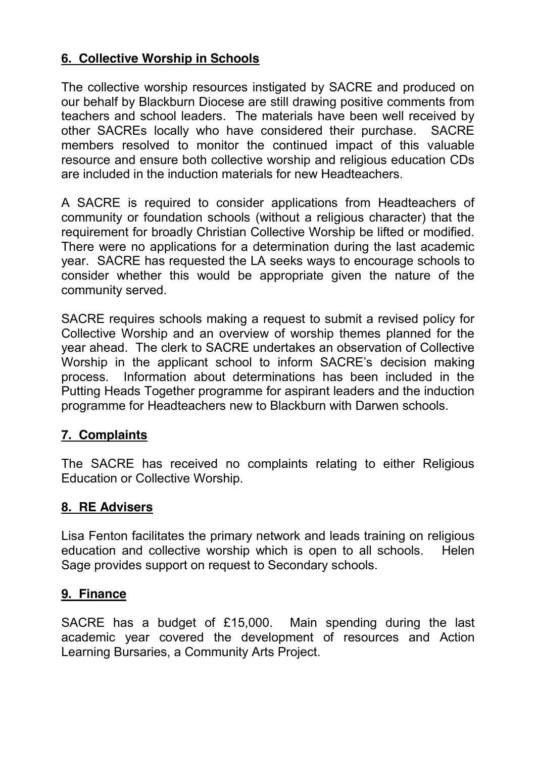## 6. Collective Worship in Schools

The collective worship resources instigated by SACRE and produced on our behalf by Blackburn Diocese are still drawing positive comments from teachers and school leaders. The materials have been well received by other SACREs locally who have considered their purchase. SACRE members resolved to monitor the continued impact of this valuable resource and ensure both collective worship and religious education CDs are included in the induction materials for new Headteachers.

A SACRE is required to consider applications from Headteachers of community or foundation schools (without a religious character) that the requirement for broadly Christian Collective Worship be lifted or modified. There were no applications for a determination during the last academic year. SACRE has requested the LA seeks ways to encourage schools to consider whether this would be appropriate given the nature of the community served.

SACRE requires schools making a request to submit a revised policy for Collective Worship and an overview of worship themes planned for the year ahead. The clerk to SACRE undertakes an observation of Collective Worship in the applicant school to inform SACRE's decision making process. Information about determinations has been included in the Putting Heads Together programme for aspirant leaders and the induction programme for Headteachers new to Blackburn with Darwen schools.

## 7. Complaints

The SACRE has received no complaints relating to either Religious Education or Collective Worship.

## 8. RE Advisers

Lisa Fenton facilitates the primary network and leads training on religious education and collective worship which is open to all schools. Helen Sage provides support on request to Secondary schools.

## 9. Finance

SACRE has a budget of £15,000. Main spending during the last academic year covered the development of resources and Action Learning Bursaries, a Community Arts Project.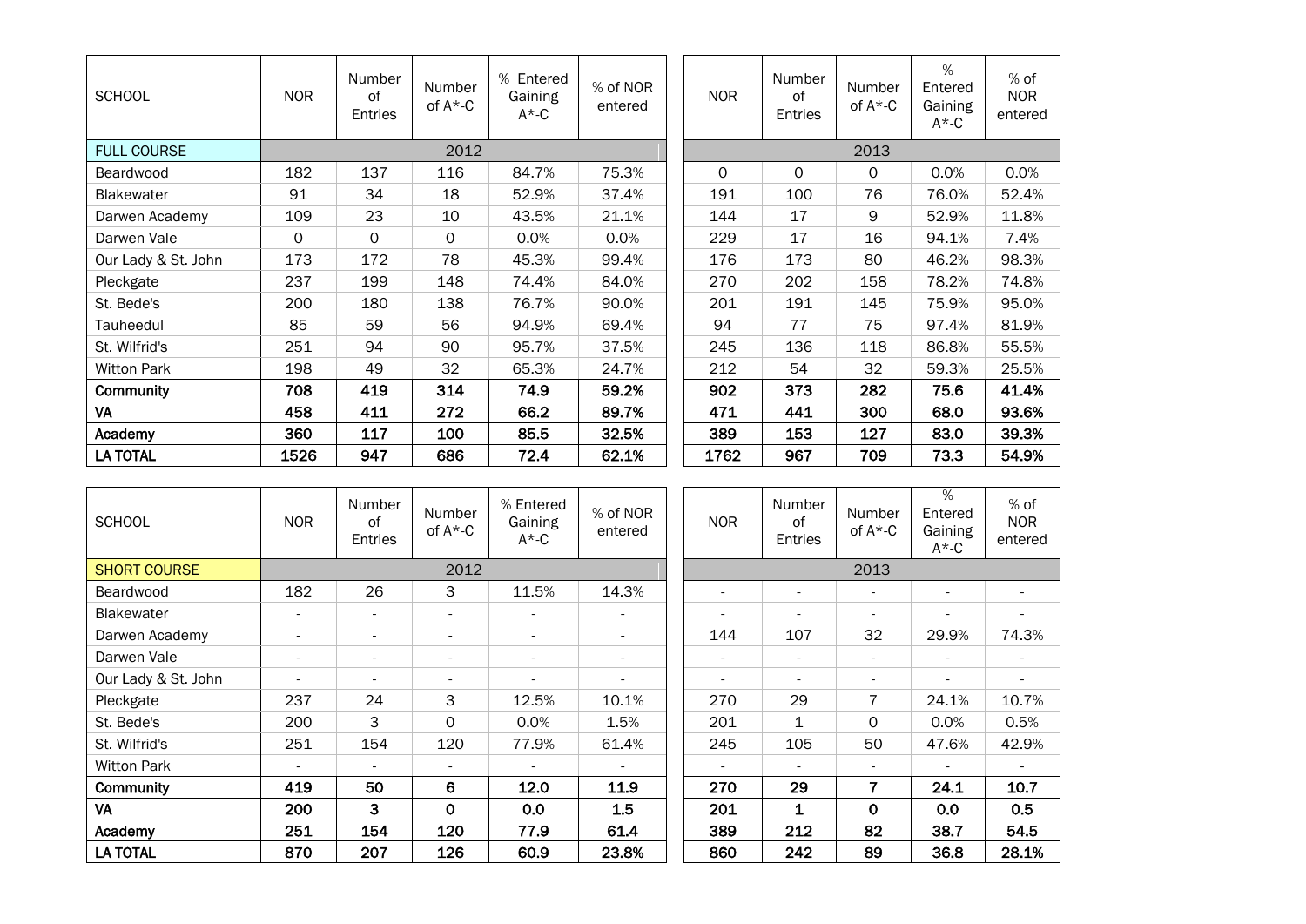| SCHOOL | NOR | Number of Entries | Number of A*-C | % Entered Gaining A*-C | % of NOR entered | NOR | Number of Entries | Number of A*-C | % Entered Gaining A*-C | % of NOR entered |
|---|---|---|---|---|---|---|---|---|---|---|
| FULL COURSE | 2012 | | | | | 2013 | | | | |
| Beardwood | 182 | 137 | 116 | 84.7% | 75.3% | 0 | 0 | 0 | 0.0% | 0.0% |
| Blakewater | 91 | 34 | 18 | 52.9% | 37.4% | 191 | 100 | 76 | 76.0% | 52.4% |
| Darwen Academy | 109 | 23 | 10 | 43.5% | 21.1% | 144 | 17 | 9 | 52.9% | 11.8% |
| Darwen Vale | 0 | 0 | 0 | 0.0% | 0.0% | 229 | 17 | 16 | 94.1% | 7.4% |
| Our Lady & St. John | 173 | 172 | 78 | 45.3% | 99.4% | 176 | 173 | 80 | 46.2% | 98.3% |
| Pleckgate | 237 | 199 | 148 | 74.4% | 84.0% | 270 | 202 | 158 | 78.2% | 74.8% |
| St. Bede's | 200 | 180 | 138 | 76.7% | 90.0% | 201 | 191 | 145 | 75.9% | 95.0% |
| Tauheedul | 85 | 59 | 56 | 94.9% | 69.4% | 94 | 77 | 75 | 97.4% | 81.9% |
| St. Wilfrid's | 251 | 94 | 90 | 95.7% | 37.5% | 245 | 136 | 118 | 86.8% | 55.5% |
| Witton Park | 198 | 49 | 32 | 65.3% | 24.7% | 212 | 54 | 32 | 59.3% | 25.5% |
| **Community** | **708** | **419** | **314** | **74.9** | **59.2%** | **902** | **373** | **282** | **75.6** | **41.4%** |
| **VA** | **458** | **411** | **272** | **66.2** | **89.7%** | **471** | **441** | **300** | **68.0** | **93.6%** |
| **Academy** | **360** | **117** | **100** | **85.5** | **32.5%** | **389** | **153** | **127** | **83.0** | **39.3%** |
| **LA TOTAL** | **1526** | **947** | **686** | **72.4** | **62.1%** | **1762** | **967** | **709** | **73.3** | **54.9%** |

| SCHOOL | NOR | Number of Entries | Number of A*-C | % Entered Gaining A*-C | % of NOR entered | NOR | Number of Entries | Number of A*-C | % Entered Gaining A*-C | % of NOR entered |
|---|---|---|---|---|---|---|---|---|---|---|
| SHORT COURSE | 2012 | | | | | 2013 | | | | |
| Beardwood | 182 | 26 | 3 | 11.5% | 14.3% | - | - | - | - | - |
| Blakewater | - | - | - | - | - | - | - | - | - | - |
| Darwen Academy | - | - | - | - | - | 144 | 107 | 32 | 29.9% | 74.3% |
| Darwen Vale | - | - | - | - | - | - | - | - | - | - |
| Our Lady & St. John | - | - | - | - | - | - | - | - | - | - |
| Pleckgate | 237 | 24 | 3 | 12.5% | 10.1% | 270 | 29 | 7 | 24.1% | 10.7% |
| St. Bede's | 200 | 3 | 0 | 0.0% | 1.5% | 201 | 1 | 0 | 0.0% | 0.5% |
| St. Wilfrid's | 251 | 154 | 120 | 77.9% | 61.4% | 245 | 105 | 50 | 47.6% | 42.9% |
| Witton Park | - | - | - | - | - | - | - | - | - | - |
| **Community** | **419** | **50** | **6** | **12.0** | **11.9** | **270** | **29** | **7** | **24.1** | **10.7** |
| **VA** | **200** | **3** | **0** | **0.0** | **1.5** | **201** | **1** | **0** | **0.0** | **0.5** |
| **Academy** | **251** | **154** | **120** | **77.9** | **61.4** | **389** | **212** | **82** | **38.7** | **54.5** |
| **LA TOTAL** | **870** | **207** | **126** | **60.9** | **23.8%** | **860** | **242** | **89** | **36.8** | **28.1%** |